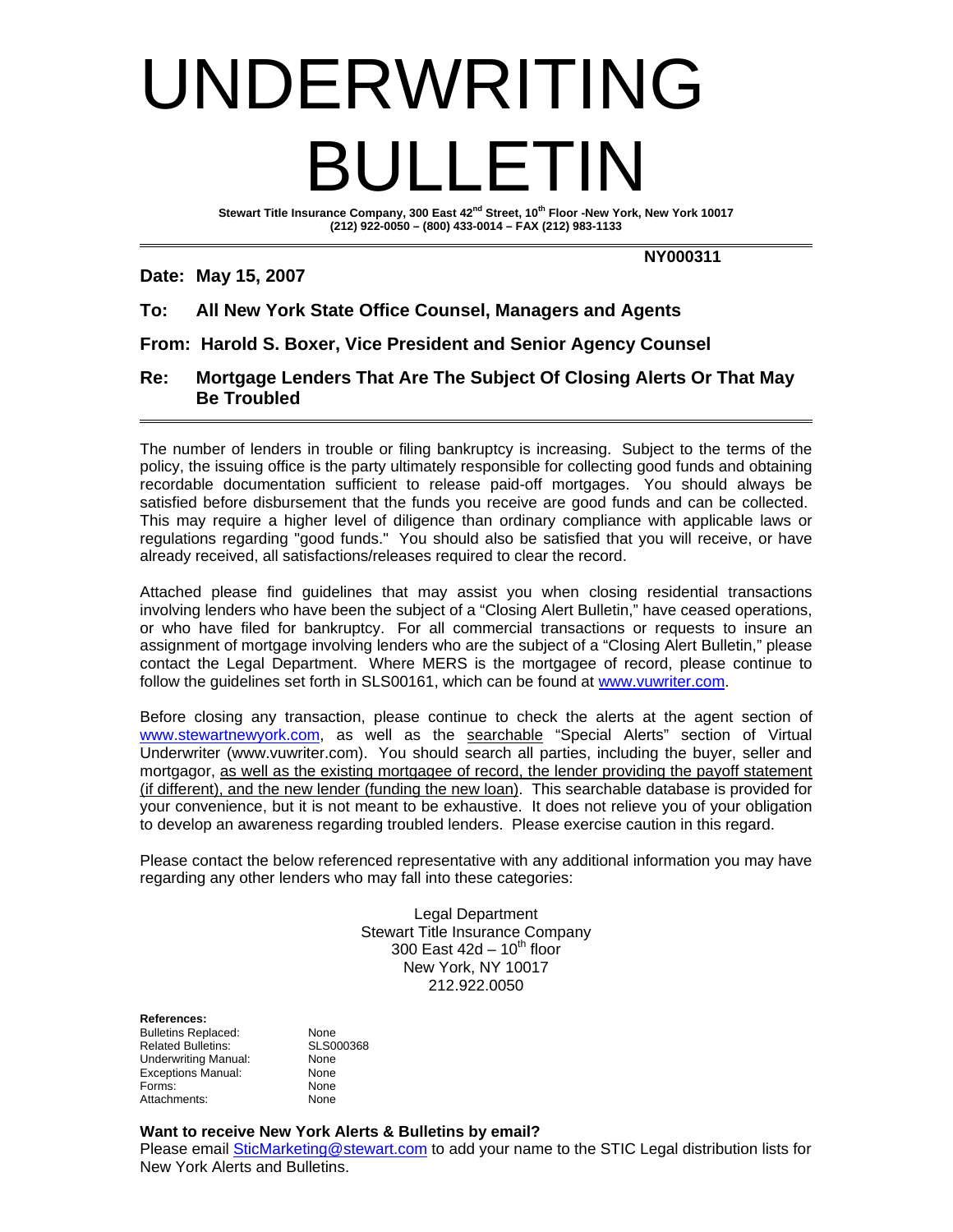# UNDERWRITING BULLETIN

**Stewart Title Insurance Company, 300 East 42nd Street, 10th Floor -New York, New York 10017**
**(212) 922-0050 – (800) 433-0014 – FAX (212) 983-1133**

**NY000311**

**Date: May 15, 2007**

**To: All New York State Office Counsel, Managers and Agents**

**From: Harold S. Boxer, Vice President and Senior Agency Counsel**

**Re: Mortgage Lenders That Are The Subject Of Closing Alerts Or That May Be Troubled**

---

The number of lenders in trouble or filing bankruptcy is increasing. Subject to the terms of the policy, the issuing office is the party ultimately responsible for collecting good funds and obtaining recordable documentation sufficient to release paid-off mortgages. You should always be satisfied before disbursement that the funds you receive are good funds and can be collected. This may require a higher level of diligence than ordinary compliance with applicable laws or regulations regarding "good funds." You should also be satisfied that you will receive, or have already received, all satisfactions/releases required to clear the record.

Attached please find guidelines that may assist you when closing residential transactions involving lenders who have been the subject of a "Closing Alert Bulletin," have ceased operations, or who have filed for bankruptcy. For all commercial transactions or requests to insure an assignment of mortgage involving lenders who are the subject of a "Closing Alert Bulletin," please contact the Legal Department. Where MERS is the mortgagee of record, please continue to follow the guidelines set forth in SLS00161, which can be found at www.vuwriter.com.

Before closing any transaction, please continue to check the alerts at the agent section of www.stewartnewyork.com, as well as the searchable "Special Alerts" section of Virtual Underwriter (www.vuwriter.com). You should search all parties, including the buyer, seller and mortgagor, as well as the existing mortgagee of record, the lender providing the payoff statement (if different), and the new lender (funding the new loan). This searchable database is provided for your convenience, but it is not meant to be exhaustive. It does not relieve you of your obligation to develop an awareness regarding troubled lenders. Please exercise caution in this regard.

Please contact the below referenced representative with any additional information you may have regarding any other lenders who may fall into these categories:

Legal Department
Stewart Title Insurance Company
300 East 42d – 10th floor
New York, NY 10017
212.922.0050

**References:**

| | |
|---|---|
| Bulletins Replaced: | None |
| Related Bulletins: | SLS000368 |
| Underwriting Manual: | None |
| Exceptions Manual: | None |
| Forms: | None |
| Attachments: | None |

**Want to receive New York Alerts & Bulletins by email?**
Please email SticMarketing@stewart.com to add your name to the STIC Legal distribution lists for New York Alerts and Bulletins.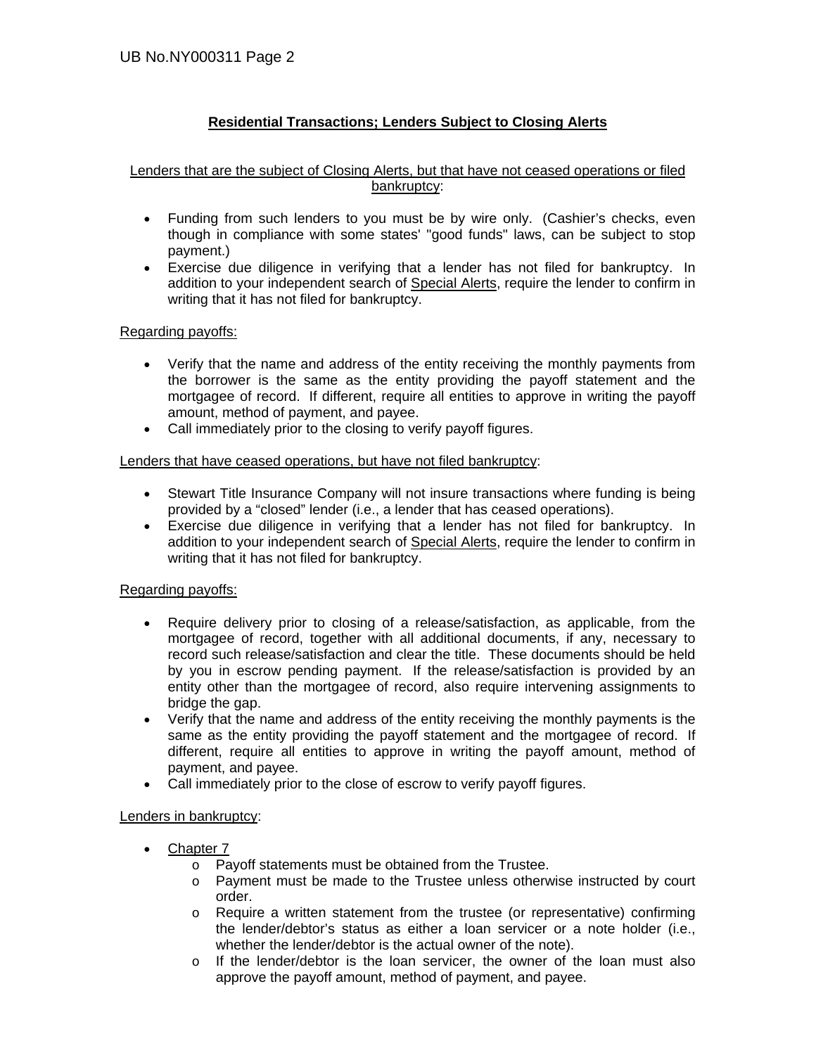## Residential Transactions; Lenders Subject to Closing Alerts

Lenders that are the subject of Closing Alerts, but that have not ceased operations or filed bankruptcy:

- Funding from such lenders to you must be by wire only. (Cashier's checks, even though in compliance with some states' "good funds" laws, can be subject to stop payment.)
- Exercise due diligence in verifying that a lender has not filed for bankruptcy. In addition to your independent search of Special Alerts, require the lender to confirm in writing that it has not filed for bankruptcy.

Regarding payoffs:

- Verify that the name and address of the entity receiving the monthly payments from the borrower is the same as the entity providing the payoff statement and the mortgagee of record. If different, require all entities to approve in writing the payoff amount, method of payment, and payee.
- Call immediately prior to the closing to verify payoff figures.

Lenders that have ceased operations, but have not filed bankruptcy:

- Stewart Title Insurance Company will not insure transactions where funding is being provided by a "closed" lender (i.e., a lender that has ceased operations).
- Exercise due diligence in verifying that a lender has not filed for bankruptcy. In addition to your independent search of Special Alerts, require the lender to confirm in writing that it has not filed for bankruptcy.

Regarding payoffs:

- Require delivery prior to closing of a release/satisfaction, as applicable, from the mortgagee of record, together with all additional documents, if any, necessary to record such release/satisfaction and clear the title. These documents should be held by you in escrow pending payment. If the release/satisfaction is provided by an entity other than the mortgagee of record, also require intervening assignments to bridge the gap.
- Verify that the name and address of the entity receiving the monthly payments is the same as the entity providing the payoff statement and the mortgagee of record. If different, require all entities to approve in writing the payoff amount, method of payment, and payee.
- Call immediately prior to the close of escrow to verify payoff figures.

Lenders in bankruptcy:

- Chapter 7
  - Payoff statements must be obtained from the Trustee.
  - Payment must be made to the Trustee unless otherwise instructed by court order.
  - Require a written statement from the trustee (or representative) confirming the lender/debtor's status as either a loan servicer or a note holder (i.e., whether the lender/debtor is the actual owner of the note).
  - If the lender/debtor is the loan servicer, the owner of the loan must also approve the payoff amount, method of payment, and payee.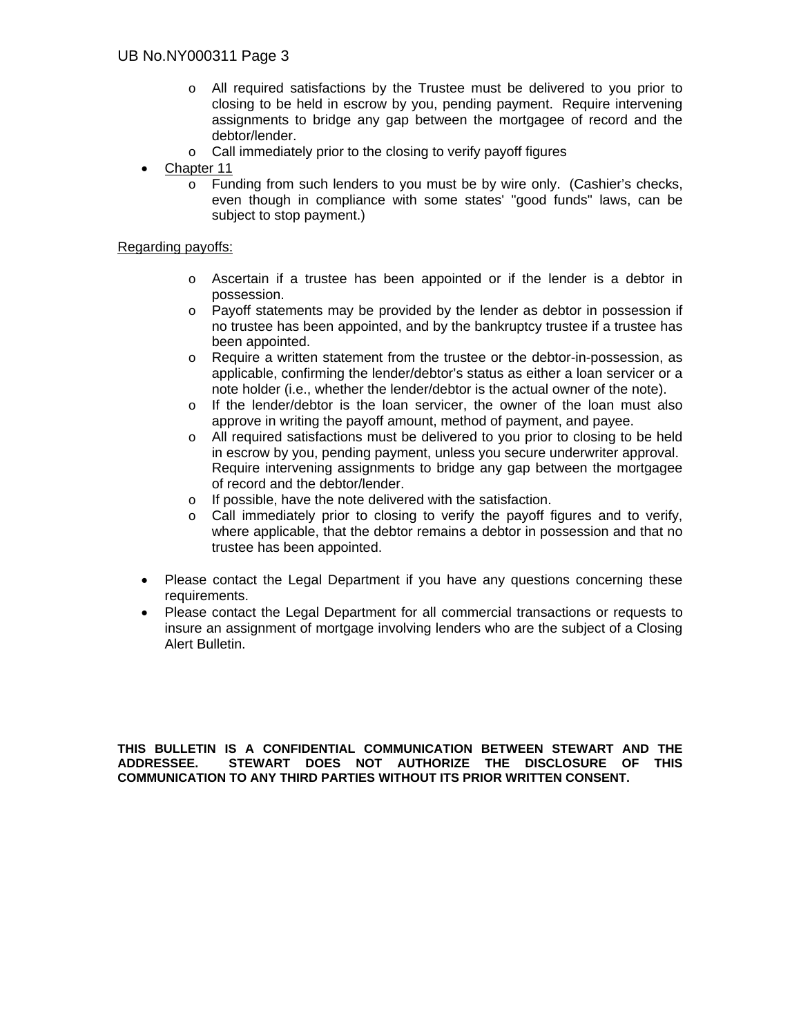- All required satisfactions by the Trustee must be delivered to you prior to closing to be held in escrow by you, pending payment. Require intervening assignments to bridge any gap between the mortgagee of record and the debtor/lender.
  - Call immediately prior to the closing to verify payoff figures
- Chapter 11
  - Funding from such lenders to you must be by wire only. (Cashier's checks, even though in compliance with some states' "good funds" laws, can be subject to stop payment.)

Regarding payoffs:

  - Ascertain if a trustee has been appointed or if the lender is a debtor in possession.
  - Payoff statements may be provided by the lender as debtor in possession if no trustee has been appointed, and by the bankruptcy trustee if a trustee has been appointed.
  - Require a written statement from the trustee or the debtor-in-possession, as applicable, confirming the lender/debtor's status as either a loan servicer or a note holder (i.e., whether the lender/debtor is the actual owner of the note).
  - If the lender/debtor is the loan servicer, the owner of the loan must also approve in writing the payoff amount, method of payment, and payee.
  - All required satisfactions must be delivered to you prior to closing to be held in escrow by you, pending payment, unless you secure underwriter approval. Require intervening assignments to bridge any gap between the mortgagee of record and the debtor/lender.
  - If possible, have the note delivered with the satisfaction.
  - Call immediately prior to closing to verify the payoff figures and to verify, where applicable, that the debtor remains a debtor in possession and that no trustee has been appointed.

- Please contact the Legal Department if you have any questions concerning these requirements.
- Please contact the Legal Department for all commercial transactions or requests to insure an assignment of mortgage involving lenders who are the subject of a Closing Alert Bulletin.

**THIS BULLETIN IS A CONFIDENTIAL COMMUNICATION BETWEEN STEWART AND THE ADDRESSEE. STEWART DOES NOT AUTHORIZE THE DISCLOSURE OF THIS COMMUNICATION TO ANY THIRD PARTIES WITHOUT ITS PRIOR WRITTEN CONSENT.**